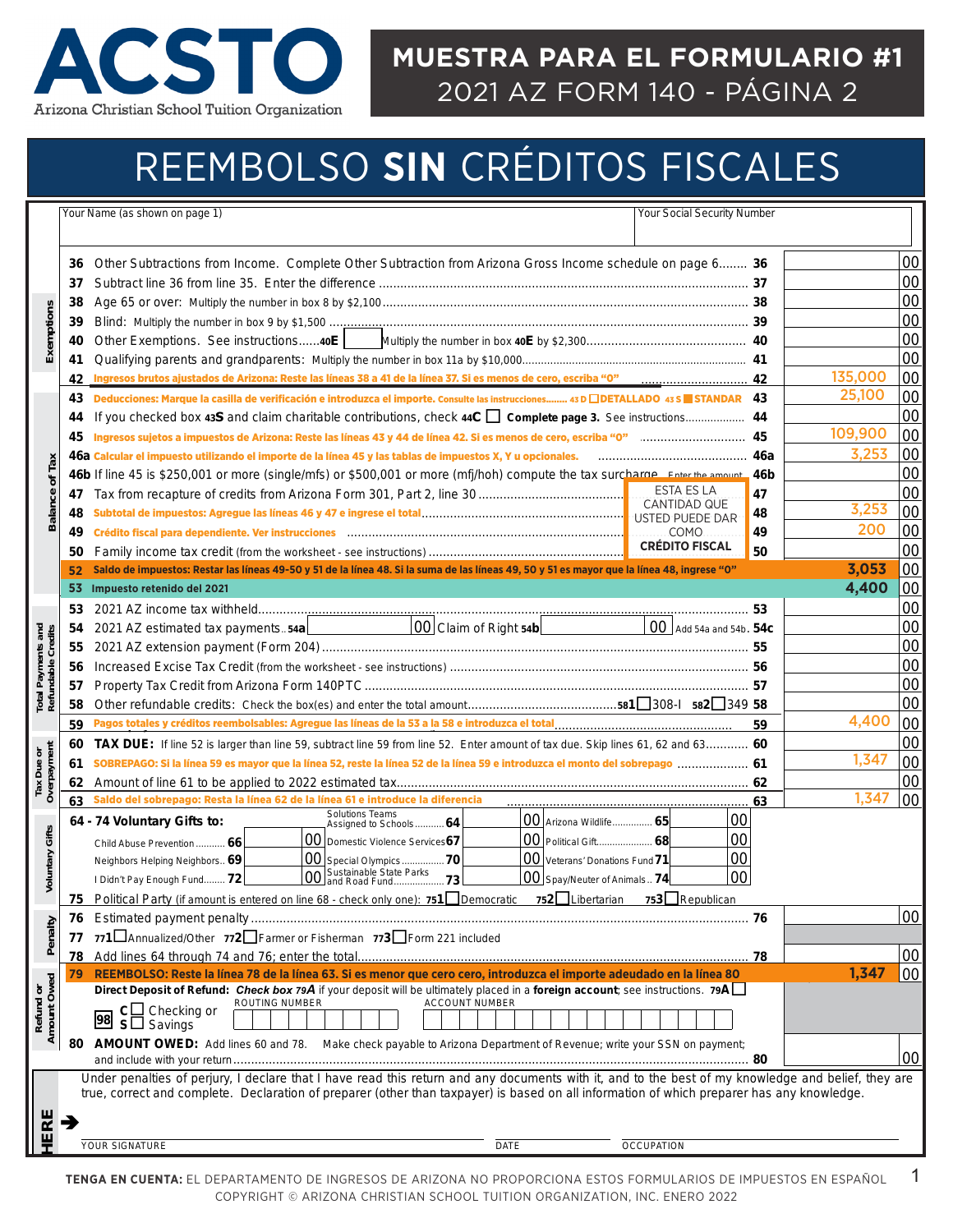# ACSTO

Arizona Christian School Tuition Organization

## MUESTRA PARA EL FORMULARIO #1
## 2021 AZ FORM 140 - PÁGINA 2

# REEMBOLSO **SIN** CRÉDITOS FISCALES

Your Name (as shown on page 1) | Your Social Security Number

**Exemptions**

| Line | Description | Line | Amount | |
|---|---|---|---|---|
| 36 | Other Subtractions from Income. Complete Other Subtraction from Arizona Gross Income schedule on page 6 | 36 | | 00 |
| 37 | Subtract line 36 from line 35. Enter the difference | 37 | | 00 |
| 38 | Age 65 or over: Multiply the number in box 8 by $2,100 | 38 | | 00 |
| 39 | Blind: Multiply the number in box 9 by $1,500 | 39 | | 00 |
| 40 | Other Exemptions. See instructions......40E [ ] Multiply the number in box 40E by $2,300 | 40 | | 00 |
| 41 | Qualifying parents and grandparents: Multiply the number in box 11a by $10,000 | 41 | | 00 |
| 42 | Ingresos brutos ajustados de Arizona: Reste las líneas 38 a 41 de la línea 37. Si es menos de cero, escriba "0" | 42 | 135,000 | 00 |

**Balance of Tax**

| Line | Description | Line | Amount | |
|---|---|---|---|---|
| 43 | Deducciones: Marque la casilla de verificación e introduzca el importe. Consulte las instrucciones........ 43 D ☐ DETALLADO 43 S ■ STANDAR | 43 | 25,100 | 00 |
| 44 | If you checked box 43S and claim charitable contributions, check 44C ☐ **Complete page 3.** See instructions | 44 | | 00 |
| 45 | Ingresos sujetos a impuestos de Arizona: Reste las líneas 43 y 44 de línea 42. Si es menos de cero, escriba "0" | 45 | 109,900 | 00 |
| 46a | Calcular el impuesto utilizando el importe de la línea 45 y las tablas de impuestos X, Y u opcionales. | 46a | 3,253 | 00 |
| 46b | If line 45 is $250,001 or more (single/mfs) or $500,001 or more (mfj/hoh) compute the tax surcharge. Enter the amount | 46b | | 00 |
| 47 | Tax from recapture of credits from Arizona Form 301, Part 2, line 30 | 47 | | 00 |
| 48 | Subtotal de impuestos: Agregue las líneas 46 y 47 e ingrese el total | 48 | 3,253 | 00 |
| 49 | Crédito fiscal para dependiente. Ver instrucciones | 49 | 200 | 00 |
| 50 | Family income tax credit (from the worksheet - see instructions) | 50 | | 00 |
| 52 | Saldo de impuestos: Restar las líneas 49-50 y 51 de la línea 48. Si la suma de las líneas 49, 50 y 51 es mayor que la línea 48, ingrese "0" | | 3,053 | 00 |
| 53 | Impuesto retenido del 2021 | | 4,400 | 00 |

ESTA ES LA CANTIDAD QUE USTED PUEDE DAR COMO **CRÉDITO FISCAL**

**Total Payments and Refundable Credits**

| Line | Description | Line | Amount | |
|---|---|---|---|---|
| 53 | 2021 AZ income tax withheld | 53 | | 00 |
| 54 | 2021 AZ estimated tax payments..54a [ ] 00 Claim of Right 54b [ ] 00 Add 54a and 54b. | 54c | | 00 |
| 55 | 2021 AZ extension payment (Form 204) | 55 | | 00 |
| 56 | Increased Excise Tax Credit (from the worksheet - see instructions) | 56 | | 00 |
| 57 | Property Tax Credit from Arizona Form 140PTC | 57 | | 00 |
| 58 | Other refundable credits: Check the box(es) and enter the total amount....581 ☐ 308-I 582 ☐ 349 | 58 | | 00 |
| 59 | Pagos totales y créditos reembolsables: Agregue las líneas de la 53 a la 58 e introduzca el total | 59 | 4,400 | 00 |

**Tax Due or Overpayment**

| Line | Description | Line | Amount | |
|---|---|---|---|---|
| 60 | **TAX DUE:** If line 52 is larger than line 59, subtract line 59 from line 52. Enter amount of tax due. Skip lines 61, 62 and 63 | 60 | | 00 |
| 61 | SOBREPAGO: Si la línea 59 es mayor que la línea 52, reste la línea 52 de la línea 59 e introduzca el monto del sobrepago | 61 | 1,347 | 00 |
| 62 | Amount of line 61 to be applied to 2022 estimated tax | 62 | | 00 |
| 63 | Saldo del sobrepago: Resta la línea 62 de la línea 61 e introduce la diferencia | 63 | 1,347 | 00 |

**Voluntary Gifts**

64 - 74 Voluntary Gifts to:

| | | | | | |
|---|---|---|---|---|---|
| Solutions Teams Assigned to Schools 64 | 00 | Arizona Wildlife 65 | 00 | | |
| Child Abuse Prevention 66 | 00 | Domestic Violence Services 67 | 00 | Political Gift 68 | 00 |
| Neighbors Helping Neighbors 69 | 00 | Special Olympics 70 | 00 | Veterans' Donations Fund 71 | 00 |
| I Didn't Pay Enough Fund 72 | 00 | Sustainable State Parks and Road Fund 73 | 00 | Spay/Neuter of Animals 74 | 00 |

75 Political Party (if amount is entered on line 68 - check only one): 751 ☐ Democratic 752 ☐ Libertarian 753 ☐ Republican

**Penalty**

| Line | Description | Line | Amount | |
|---|---|---|---|---|
| 76 | Estimated payment penalty | 76 | | 00 |
| 77 | 771 ☐ Annualized/Other 772 ☐ Farmer or Fisherman 773 ☐ Form 221 included | | | |
| 78 | Add lines 64 through 74 and 76; enter the total | 78 | | 00 |

**Refund or Amount Owed**

| Line | Description | Line | Amount | |
|---|---|---|---|---|
| 79 | REEMBOLSO: Reste la línea 78 de la línea 63. Si es menor que cero, introduzca el importe adeudado en la línea 80 | | 1,347 | 00 |

**Direct Deposit of Refund:** *Check box 79A* if your deposit will be ultimately placed in a **foreign account**; see instructions. 79A ☐

98 C ☐ Checking or S ☐ Savings — ROUTING NUMBER — ACCOUNT NUMBER

80 **AMOUNT OWED:** Add lines 60 and 78. Make check payable to Arizona Department of Revenue; write your SSN on payment; and include with your return ........ 80 | 00

Under penalties of perjury, I declare that I have read this return and any documents with it, and to the best of my knowledge and belief, they are true, correct and complete. Declaration of preparer (other than taxpayer) is based on all information of which preparer has any knowledge.

HERE ➔ YOUR SIGNATURE | DATE | OCCUPATION

**TENGA EN CUENTA:** EL DEPARTAMENTO DE INGRESOS DE ARIZONA NO PROPORCIONA ESTOS FORMULARIOS DE IMPUESTOS EN ESPAÑOL

COPYRIGHT © ARIZONA CHRISTIAN SCHOOL TUITION ORGANIZATION, INC. ENERO 2022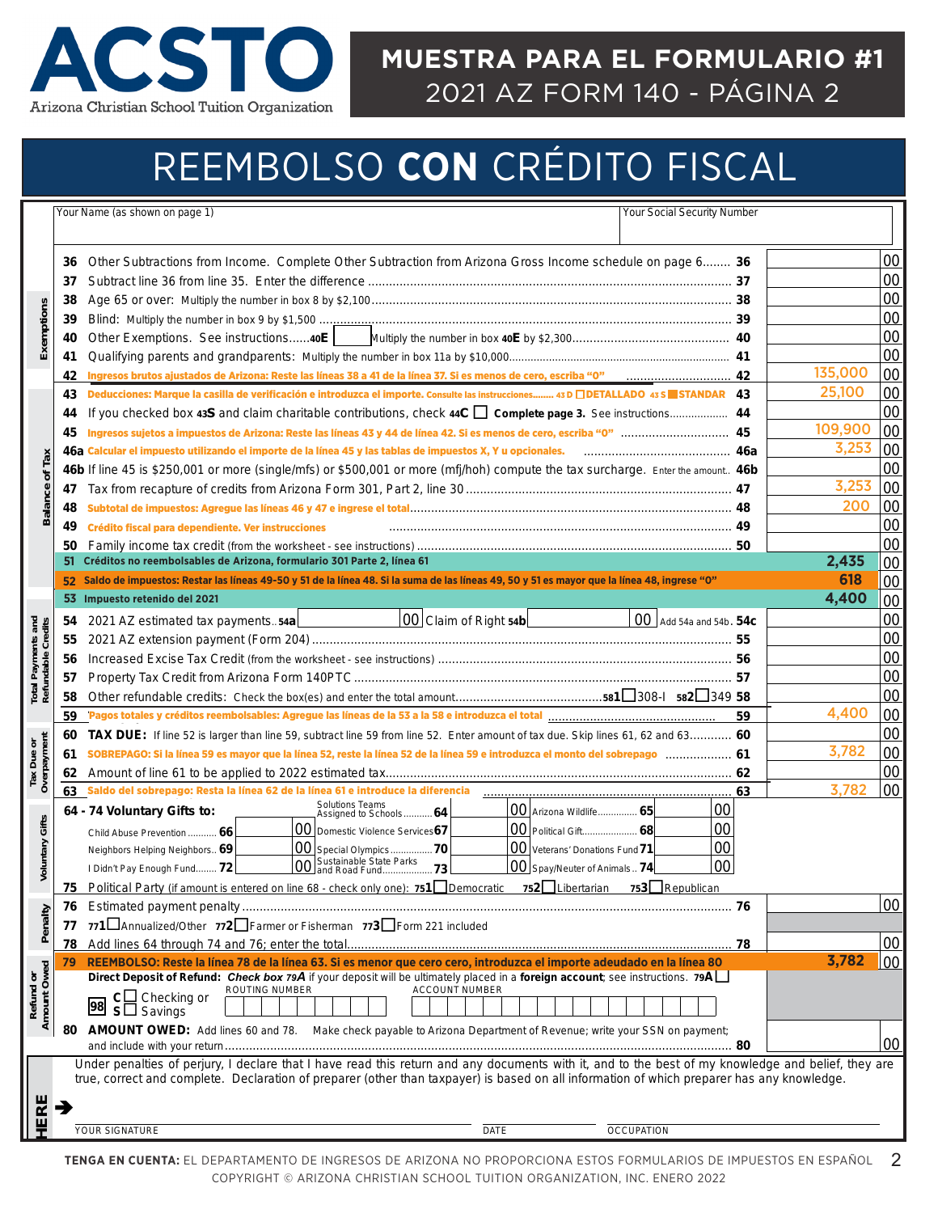# MUESTRA PARA EL FORMULARIO #1

## 2021 AZ FORM 140 - PÁGINA 2

# REEMBOLSO **CON** CRÉDITO FISCAL

| Your Name (as shown on page 1) | Your Social Security Number |
|---|---|
| | |

**Exemptions**

| Line | Description | Amount |
|---|---|---|
| 36 | Other Subtractions from Income. Complete Other Subtraction from Arizona Gross Income schedule on page 6 | 00 |
| 37 | Subtract line 36 from line 35. Enter the difference | 00 |
| 38 | Age 65 or over: Multiply the number in box 8 by $2,100 | 00 |
| 39 | Blind: Multiply the number in box 9 by $1,500 | 00 |
| 40 | Other Exemptions. See instructions 40E ☐ Multiply the number in box 40E by $2,300 | 00 |
| 41 | Qualifying parents and grandparents: Multiply the number in box 11a by $10,000 | 00 |
| 42 | Ingresos brutos ajustados de Arizona: Reste las líneas 38 a 41 de la línea 37. Si es menos de cero, escriba "0" | 135,000 00 |

**Balance of Tax**

| Line | Description | Amount |
|---|---|---|
| 43 | Deducciones: Marque la casilla de verificación e introduzca el importe. Consulte las instrucciones 43 D ☐ DETALLADO 43 S ■ STANDAR | 25,100 00 |
| 44 | If you checked box 43S and claim charitable contributions, check 44C ☐ Complete page 3. See instructions | 00 |
| 45 | Ingresos sujetos a impuestos de Arizona: Reste las líneas 43 y 44 de línea 42. Si es menos de cero, escriba "0" | 109,900 00 |
| 46a | Calcular el impuesto utilizando el importe de la línea 45 y las tablas de impuestos X, Y u opcionales. | 3,253 00 |
| 46b | If line 45 is $250,001 or more (single/mfs) or $500,001 or more (mfj/hoh) compute the tax surcharge. Enter the amount | 00 |
| 47 | Tax from recapture of credits from Arizona Form 301, Part 2, line 30 | 3,253 00 |
| 48 | Subtotal de impuestos: Agregue las líneas 46 y 47 e ingrese el total | 200 00 |
| 49 | Crédito fiscal para dependiente. Ver instrucciones | 00 |
| 50 | Family income tax credit (from the worksheet - see instructions) | 00 |
| 51 | Créditos no reembolsables de Arizona, formulario 301 Parte 2, línea 61 | 2,435 00 |
| 52 | Saldo de impuestos: Restar las líneas 49-50 y 51 de la línea 48. Si la suma de las líneas 49, 50 y 51 es mayor que la línea 48, ingrese "0" | 618 00 |

**Total Payments and Refundable Credits**

| Line | Description | Amount |
|---|---|---|
| 53 | Impuesto retenido del 2021 | 4,400 00 |
| 54 | 2021 AZ estimated tax payments 54a [ 00 ] Claim of Right 54b [ 00 ] Add 54a and 54b. 54c | 00 |
| 55 | 2021 AZ extension payment (Form 204) | 00 |
| 56 | Increased Excise Tax Credit (from the worksheet - see instructions) | 00 |
| 57 | Property Tax Credit from Arizona Form 140PTC | 00 |
| 58 | Other refundable credits: Check the box(es) and enter the total amount 581 ☐ 308-I 582 ☐ 349 | 00 |
| 59 | Pagos totales y créditos reembolsables: Agregue las líneas de la 53 a la 58 e introduzca el total | 4,400 00 |

**Tax Due or Overpayment**

| Line | Description | Amount |
|---|---|---|
| 60 | **TAX DUE:** If line 52 is larger than line 59, subtract line 59 from line 52. Enter amount of tax due. Skip lines 61, 62 and 63 | 00 |
| 61 | SOBREPAGO: Si la línea 59 es mayor que la línea 52, reste la línea 52 de la línea 59 e introduzca el monto del sobrepago | 3,782 00 |
| 62 | Amount of line 61 to be applied to 2022 estimated tax | 00 |
| 63 | Saldo del sobrepago: Resta la línea 62 de la línea 61 e introduce la diferencia | 3,782 00 |

**Voluntary Gifts**

**64 - 74 Voluntary Gifts to:**

| Gift | Amount | Gift | Amount | Gift | Amount |
|---|---|---|---|---|---|
| | | Solutions Teams Assigned to Schools 64 | 00 | Arizona Wildlife 65 | 00 |
| Child Abuse Prevention 66 | 00 | Domestic Violence Services 67 | 00 | Political Gift 68 | 00 |
| Neighbors Helping Neighbors 69 | 00 | Special Olympics 70 | 00 | Veterans' Donations Fund 71 | 00 |
| I Didn't Pay Enough Fund 72 | 00 | Sustainable State Parks and Road Fund 73 | 00 | Spay/Neuter of Animals 74 | 00 |

75 Political Party (if amount is entered on line 68 - check only one): 751 ☐ Democratic 752 ☐ Libertarian 753 ☐ Republican

**Penalty**

| Line | Description | Amount |
|---|---|---|
| 76 | Estimated payment penalty | 00 |
| 77 | 771 ☐ Annualized/Other 772 ☐ Farmer or Fisherman 773 ☐ Form 221 included | |
| 78 | Add lines 64 through 74 and 76; enter the total | 00 |

**Refund or Amount Owed**

| Line | Description | Amount |
|---|---|---|
| 79 | REEMBOLSO: Reste la línea 78 de la línea 63. Si es menor que cero cero, introduzca el importe adeudado en la línea 80 | 3,782 00 |

**Direct Deposit of Refund:** *Check box 79A* if your deposit will be ultimately placed in a **foreign account**; see instructions. 79A ☐

98 C ☐ Checking or S ☐ Savings — ROUTING NUMBER [ ] ACCOUNT NUMBER [ ]

| Line | Description | Amount |
|---|---|---|
| 80 | **AMOUNT OWED:** Add lines 60 and 78. Make check payable to Arizona Department of Revenue; write your SSN on payment; and include with your return | 00 |

**SIGN HERE** ➔

Under penalties of perjury, I declare that I have read this return and any documents with it, and to the best of my knowledge and belief, they are true, correct and complete. Declaration of preparer (other than taxpayer) is based on all information of which preparer has any knowledge.

YOUR SIGNATURE | DATE | OCCUPATION

**TENGA EN CUENTA:** EL DEPARTAMENTO DE INGRESOS DE ARIZONA NO PROPORCIONA ESTOS FORMULARIOS DE IMPUESTOS EN ESPAÑOL

COPYRIGHT © ARIZONA CHRISTIAN SCHOOL TUITION ORGANIZATION, INC. ENERO 2022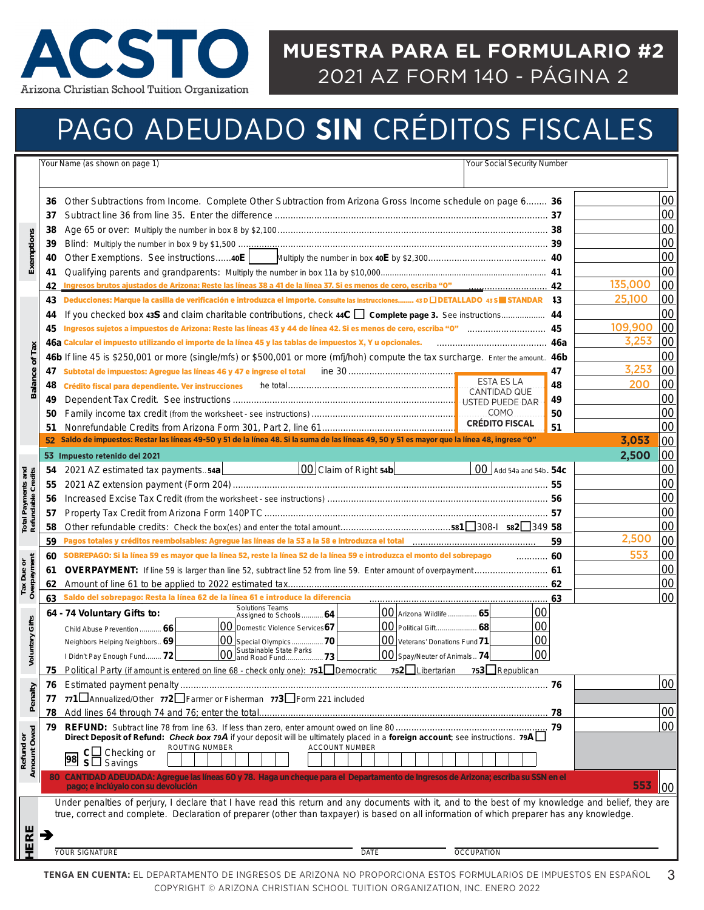# ACSTO

Arizona Christian School Tuition Organization

## MUESTRA PARA EL FORMULARIO #2

2021 AZ FORM 140 - PÁGINA 2

# PAGO ADEUDADO **SIN** CRÉDITOS FISCALES

Your Name (as shown on page 1) | Your Social Security Number

### Exemptions

| Line | Description | No. | Amount | |
|---|---|---|---|---|
| 36 | Other Subtractions from Income. Complete Other Subtraction from Arizona Gross Income schedule on page 6 | 36 | | 00 |
| 37 | Subtract line 36 from line 35. Enter the difference | 37 | | 00 |
| 38 | Age 65 or over: Multiply the number in box 8 by $2,100 | 38 | | 00 |
| 39 | Blind: Multiply the number in box 9 by $1,500 | 39 | | 00 |
| 40 | Other Exemptions. See instructions...... 40E ☐ Multiply the number in box 40E by $2,300 | 40 | | 00 |
| 41 | Qualifying parents and grandparents: Multiply the number in box 11a by $10,000 | 41 | | 00 |
| 42 | Ingresos brutos ajustados de Arizona: Reste las líneas 38 a 41 de la línea 37. Si es menos de cero, escriba "0" | 42 | 135,000 | 00 |

### Balance of Tax

| Line | Description | No. | Amount | |
|---|---|---|---|---|
| 43 | Deducciones: Marque la casilla de verificación e introduzca el importe. Consulte las instrucciones........ 43D ☐ DETALLADO 43S ■ STANDAR | 43 | 25,100 | 00 |
| 44 | If you checked box 43S and claim charitable contributions, check 44C ☐ **Complete page 3.** See instructions | 44 | | 00 |
| 45 | Ingresos sujetos a impuestos de Arizona: Reste las líneas 43 y 44 de línea 42. Si es menos de cero, escriba "0" | 45 | 109,900 | 00 |
| 46a | Calcular el impuesto utilizando el importe de la línea 45 y las tablas de impuestos X, Y u opcionales. | 46a | 3,253 | 00 |
| 46b | If line 45 is $250,001 or more (single/mfs) or $500,001 or more (mfj/hoh) compute the tax surcharge. Enter the amount. | 46b | | 00 |
| 47 | Subtotal de impuestos: Agregue las líneas 46 y 47 e ingrese el total | 47 | 3,253 | 00 |
| 48 | Crédito fiscal para dependiente. Ver instrucciones | 48 | 200 | 00 |
| 49 | Dependent Tax Credit. See instructions | 49 | | 00 |
| 50 | Family income tax credit (from the worksheet - see instructions) | 50 | | 00 |
| 51 | Nonrefundable Credits from Arizona Form 301, Part 2, line 61 | 51 | | 00 |
| 52 | Saldo de impuestos: Restar las líneas 49-50 y 51 de la línea 48. Si la suma de las líneas 49, 50 y 51 es mayor que la línea 48, ingrese "0" | | 3,053 | 00 |

ESTA ES LA CANTIDAD QUE USTED PUEDE DAR COMO **CRÉDITO FISCAL**

### Total Payments and Refundable Credits

| Line | Description | No. | Amount | |
|---|---|---|---|---|
| 53 | Impuesto retenido del 2021 | | 2,500 | 00 |
| 54 | 2021 AZ estimated tax payments.. 54a ____ 00 Claim of Right 54b ____ 00 Add 54a and 54b. | 54c | | 00 |
| 55 | 2021 AZ extension payment (Form 204) | 55 | | 00 |
| 56 | Increased Excise Tax Credit (from the worksheet - see instructions) | 56 | | 00 |
| 57 | Property Tax Credit from Arizona Form 140PTC | 57 | | 00 |
| 58 | Other refundable credits: Check the box(es) and enter the total amount.... 581 ☐ 308-I 582 ☐ 349 | 58 | | 00 |
| 59 | Pagos totales y créditos reembolsables: Agregue las líneas de la 53 a la 58 e introduzca el total | 59 | 2,500 | 00 |

### Tax Due or Overpayment

| Line | Description | No. | Amount | |
|---|---|---|---|---|
| 60 | SOBREPAGO: Si la línea 59 es mayor que la línea 52, reste la línea 52 de la línea 59 e introduzca el monto del sobrepago | 60 | 553 | 00 |
| 61 | **OVERPAYMENT:** If line 59 is larger than line 52, subtract line 52 from line 59. Enter amount of overpayment | 61 | | 00 |
| 62 | Amount of line 61 to be applied to 2022 estimated tax | 62 | | 00 |
| 63 | Saldo del sobrepago: Resta la línea 62 de la línea 61 e introduce la diferencia | 63 | | 00 |

### Voluntary Gifts

**64 - 74 Voluntary Gifts to:**

| | | | |
|---|---|---|---|
| | Solutions Teams Assigned to Schools 64 ____ 00 | Arizona Wildlife 65 ____ 00 | |
| Child Abuse Prevention 66 ____ 00 | Domestic Violence Services 67 ____ 00 | Political Gift 68 ____ 00 | |
| Neighbors Helping Neighbors 69 ____ 00 | Special Olympics 70 ____ 00 | Veterans' Donations Fund 71 ____ 00 | |
| I Didn't Pay Enough Fund 72 ____ 00 | Sustainable State Parks and Road Fund 73 ____ 00 | Spay/Neuter of Animals 74 ____ 00 | |

75 Political Party (if amount is entered on line 68 - check only one): 751 ☐ Democratic 752 ☐ Libertarian 753 ☐ Republican

### Penalty

| Line | Description | No. | Amount | |
|---|---|---|---|---|
| 76 | Estimated payment penalty | 76 | | 00 |
| 77 | 771 ☐ Annualized/Other 772 ☐ Farmer or Fisherman 773 ☐ Form 221 included | | | |
| 78 | Add lines 64 through 74 and 76; enter the total | 78 | | 00 |

### Refund or Amount Owed

| Line | Description | No. | Amount | |
|---|---|---|---|---|
| 79 | **REFUND:** Subtract line 78 from line 63. If less than zero, enter amount owed on line 80 | 79 | | 00 |

**Direct Deposit of Refund:** ***Check box 79A*** if your deposit will be ultimately placed in a **foreign account**; see instructions. **79A** ☐

98 C ☐ Checking or S ☐ Savings — ROUTING NUMBER — ACCOUNT NUMBER

**80 CANTIDAD ADEUDADA: Agregue las líneas 60 y 78. Haga un cheque para el Departamento de Ingresos de Arizona; escriba su SSN en el pago; e inclúyalo con su devolución** — **553** 00

Under penalties of perjury, I declare that I have read this return and any documents with it, and to the best of my knowledge and belief, they are true, correct and complete. Declaration of preparer (other than taxpayer) is based on all information of which preparer has any knowledge.

HERE ➔

YOUR SIGNATURE | DATE | OCCUPATION

**TENGA EN CUENTA:** EL DEPARTAMENTO DE INGRESOS DE ARIZONA NO PROPORCIONA ESTOS FORMULARIOS DE IMPUESTOS EN ESPAÑOL

COPYRIGHT © ARIZONA CHRISTIAN SCHOOL TUITION ORGANIZATION, INC. ENERO 2022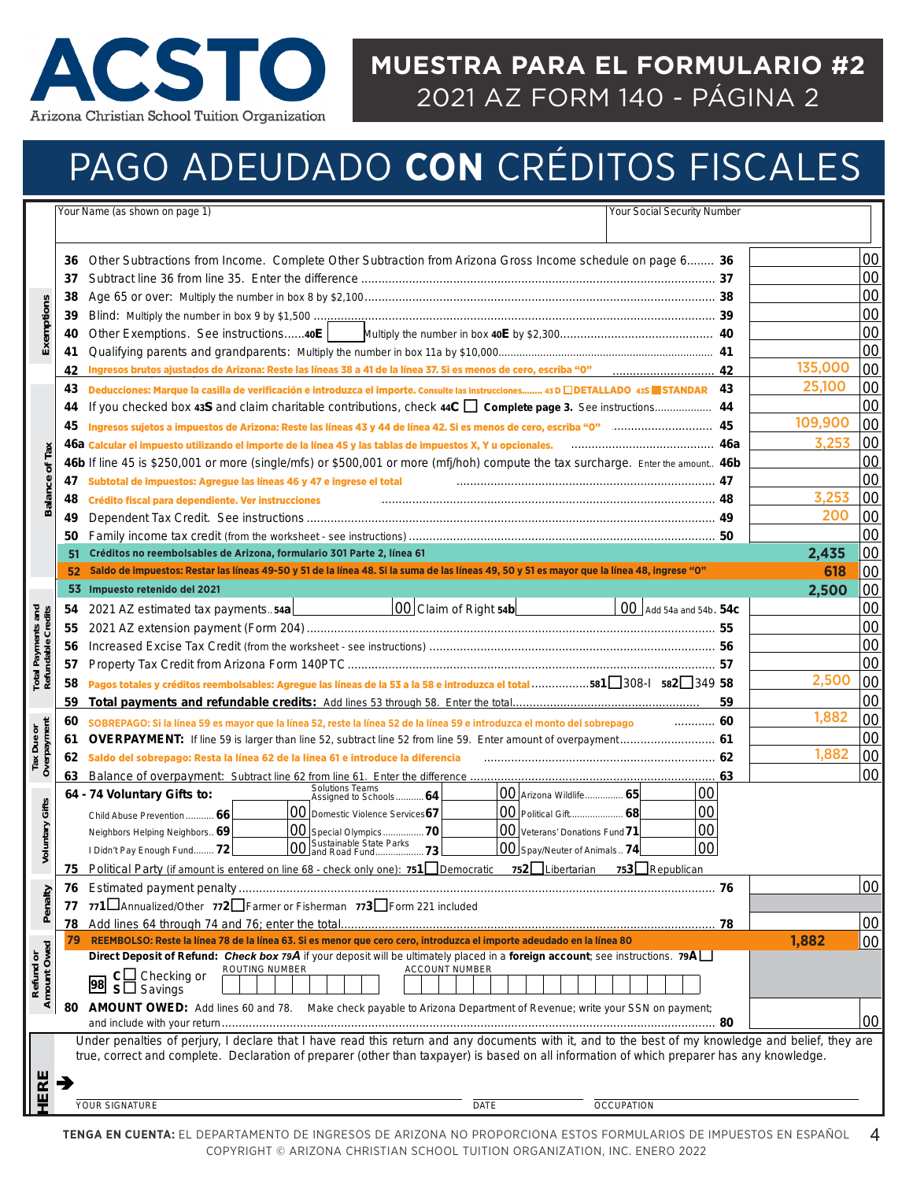# ACSTO

Arizona Christian School Tuition Organization

## MUESTRA PARA EL FORMULARIO #2

2021 AZ FORM 140 - PÁGINA 2

# PAGO ADEUDADO **CON** CRÉDITOS FISCALES

| Your Name (as shown on page 1) | Your Social Security Number |
|---|---|
| | |

**Exemptions**

| Line | Description | Box | Amount |
|---|---|---|---|
| 36 | Other Subtractions from Income. Complete Other Subtraction from Arizona Gross Income schedule on page 6 | 36 | 00 |
| 37 | Subtract line 36 from line 35. Enter the difference | 37 | 00 |
| 38 | Age 65 or over: Multiply the number in box 8 by $2,100 | 38 | 00 |
| 39 | Blind: Multiply the number in box 9 by $1,500 | 39 | 00 |
| 40 | Other Exemptions. See instructions......40E [ ] Multiply the number in box 40E by $2,300 | 40 | 00 |
| 41 | Qualifying parents and grandparents: Multiply the number in box 11a by $10,000 | 41 | 00 |
| 42 | **Ingresos brutos ajustados de Arizona: Reste las líneas 38 a 41 de la línea 37. Si es menos de cero, escriba "0"** | 42 | 135,000 00 |

**Balance of Tax**

| Line | Description | Box | Amount |
|---|---|---|---|
| 43 | **Deducciones: Marque la casilla de verificación e introduzca el importe.** Consulte las instrucciones....... 43D ☐ DETALLADO 43S ■ STANDAR | 43 | 25,100 00 |
| 44 | If you checked box 43S and claim charitable contributions, check 44C ☐ **Complete page 3.** See instructions | 44 | 00 |
| 45 | **Ingresos sujetos a impuestos de Arizona: Reste las líneas 43 y 44 de la línea 42. Si es menos de cero, escriba "0"** | 45 | 109,900 00 |
| 46a | **Calcular el impuesto utilizando el importe de la línea 45 y las tablas de impuestos X, Y u opcionales.** | 46a | 3,253 00 |
| 46b | If line 45 is $250,001 or more (single/mfs) or $500,001 or more (mfj/hoh) compute the tax surcharge. Enter the amount. | 46b | 00 |
| 47 | **Subtotal de impuestos: Agregue las líneas 46 y 47 e ingrese el total** | 47 | 00 |
| 48 | **Crédito fiscal para dependiente. Ver instrucciones** | 48 | 3,253 00 |
| 49 | Dependent Tax Credit. See instructions | 49 | 200 00 |
| 50 | Family income tax credit (from the worksheet - see instructions) | 50 | 00 |
| 51 | **Créditos no reembolsables de Arizona, formulario 301 Parte 2, línea 61** | | **2,435** 00 |
| 52 | **Saldo de impuestos: Restar las líneas 49-50 y 51 de la línea 48. Si la suma de las líneas 49, 50 y 51 es mayor que la línea 48, ingrese "0"** | | **618** 00 |

**Total Payments and Refundable Credits**

| Line | Description | Box | Amount |
|---|---|---|---|
| 53 | **Impuesto retenido del 2021** | | **2,500** 00 |
| 54 | 2021 AZ estimated tax payments..54a [ ] 00 Claim of Right 54b [ ] 00 Add 54a and 54b. | 54c | 00 |
| 55 | 2021 AZ extension payment (Form 204) | 55 | 00 |
| 56 | Increased Excise Tax Credit (from the worksheet - see instructions) | 56 | 00 |
| 57 | Property Tax Credit from Arizona Form 140PTC | 57 | 00 |
| 58 | **Pagos totales y créditos reembolsables: Agregue las líneas de la 53 a la 58 e introduzca el total** ....581 ☐ 308-I 582 ☐ 349 | 58 | 2,500 00 |
| 59 | **Total payments and refundable credits:** Add lines 53 through 58. Enter the total | 59 | 00 |

**Tax Due or Overpayment**

| Line | Description | Box | Amount |
|---|---|---|---|
| 60 | **SOBREPAGO: Si la línea 59 es mayor que la línea 52, reste la línea 52 de la línea 59 e introduzca el monto del sobrepago** | 60 | 1,882 00 |
| 61 | **OVERPAYMENT:** If line 59 is larger than line 52, subtract line 52 from line 59. Enter amount of overpayment | 61 | 00 |
| 62 | **Saldo del sobrepago: Resta la línea 62 de la línea 61 e introduce la diferencia** | 62 | 1,882 00 |
| 63 | Balance of overpayment: Subtract line 62 from line 61. Enter the difference | 63 | 00 |

**Voluntary Gifts**

64 - 74 Voluntary Gifts to:

| | | | | | |
|---|---|---|---|---|---|
| Solutions Teams Assigned to Schools 64 | 00 | Arizona Wildlife 65 | 00 | | |
| Child Abuse Prevention 66 | 00 | Domestic Violence Services 67 | 00 | Political Gift 68 | 00 |
| Neighbors Helping Neighbors 69 | 00 | Special Olympics 70 | 00 | Veterans' Donations Fund 71 | 00 |
| I Didn't Pay Enough Fund 72 | 00 | Sustainable State Parks and Road Fund 73 | 00 | Spay/Neuter of Animals 74 | 00 |

75 Political Party (if amount is entered on line 68 - check only one): 751 ☐ Democratic 752 ☐ Libertarian 753 ☐ Republican

**Penalty**

| Line | Description | Box | Amount |
|---|---|---|---|
| 76 | Estimated payment penalty | 76 | 00 |
| 77 | 771 ☐ Annualized/Other 772 ☐ Farmer or Fisherman 773 ☐ Form 221 included | | |
| 78 | Add lines 64 through 74 and 76; enter the total | 78 | 00 |

**Refund or Amount Owed**

| Line | Description | Box | Amount |
|---|---|---|---|
| 79 | **REEMBOLSO: Reste la línea 78 de la línea 63. Si es menor que cero cero, introduzca el importe adeudado en la línea 80** | | **1,882** 00 |

**Direct Deposit of Refund:** *Check box 79A* if your deposit will be ultimately placed in a **foreign account**; see instructions. 79A ☐

98 C ☐ Checking or S ☐ Savings — ROUTING NUMBER — ACCOUNT NUMBER

80 **AMOUNT OWED:** Add lines 60 and 78. Make check payable to Arizona Department of Revenue; write your SSN on payment; and include with your return ........ 80 | 00

Under penalties of perjury, I declare that I have read this return and any documents with it, and to the best of my knowledge and belief, they are true, correct and complete. Declaration of preparer (other than taxpayer) is based on all information of which preparer has any knowledge.

**HERE** ➔

YOUR SIGNATURE | DATE | OCCUPATION

**TENGA EN CUENTA:** EL DEPARTAMENTO DE INGRESOS DE ARIZONA NO PROPORCIONA ESTOS FORMULARIOS DE IMPUESTOS EN ESPAÑOL

COPYRIGHT © ARIZONA CHRISTIAN SCHOOL TUITION ORGANIZATION, INC. ENERO 2022